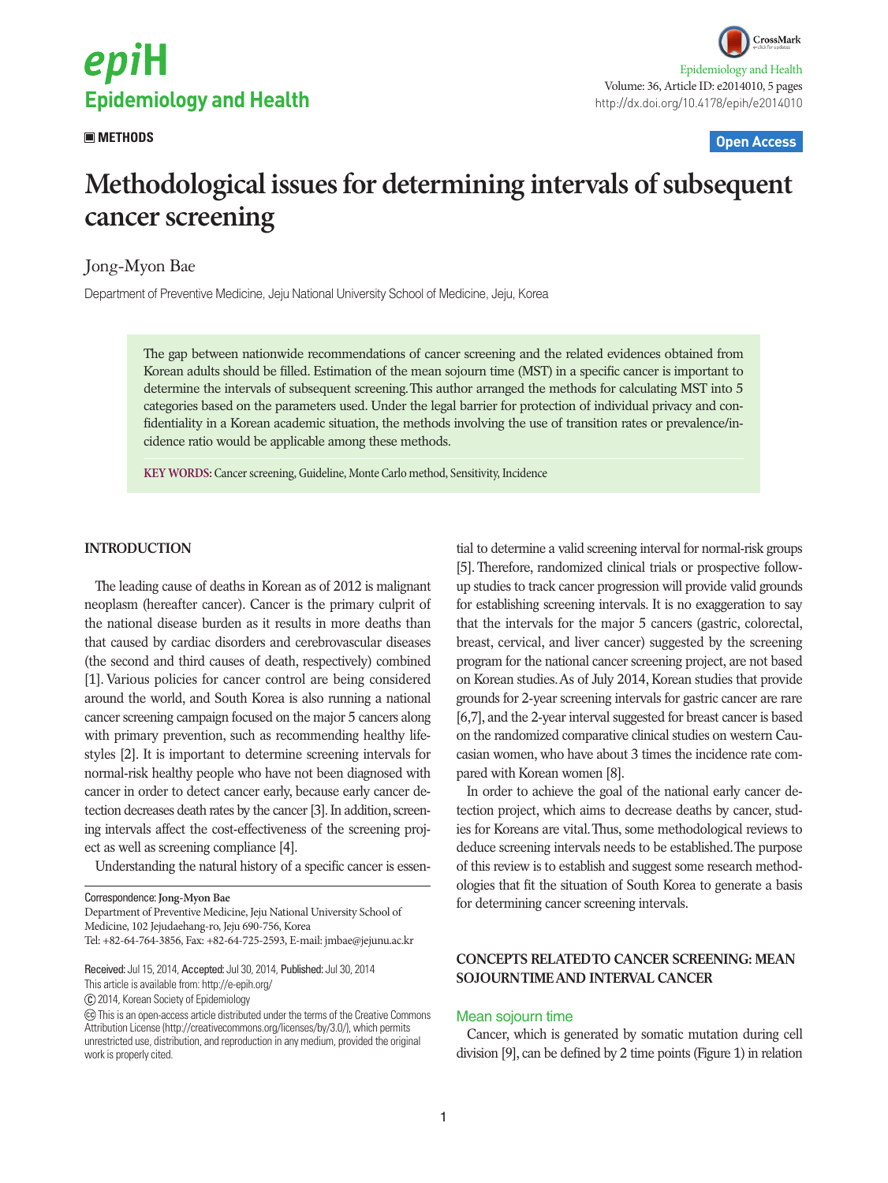**METHODS**

# Methodological issues for determining intervals of subsequent cancer screening

Jong-Myon Bae

Department of Preventive Medicine, Jeju National University School of Medicine, Jeju, Korea

The gap between nationwide recommendations of cancer screening and the related evidences obtained from Korean adults should be filled. Estimation of the mean sojourn time (MST) in a specific cancer is important to determine the intervals of subsequent screening. This author arranged the methods for calculating MST into 5 categories based on the parameters used. Under the legal barrier for protection of individual privacy and confidentiality in a Korean academic situation, the methods involving the use of transition rates or prevalence/incidence ratio would be applicable among these methods.

**KEY WORDS:** Cancer screening, Guideline, Monte Carlo method, Sensitivity, Incidence

## INTRODUCTION

The leading cause of deaths in Korean as of 2012 is malignant neoplasm (hereafter cancer). Cancer is the primary culprit of the national disease burden as it results in more deaths than that caused by cardiac disorders and cerebrovascular diseases (the second and third causes of death, respectively) combined [1]. Various policies for cancer control are being considered around the world, and South Korea is also running a national cancer screening campaign focused on the major 5 cancers along with primary prevention, such as recommending healthy lifestyles [2]. It is important to determine screening intervals for normal-risk healthy people who have not been diagnosed with cancer in order to detect cancer early, because early cancer detection decreases death rates by the cancer [3]. In addition, screening intervals affect the cost-effectiveness of the screening project as well as screening compliance [4].

Understanding the natural history of a specific cancer is essential to determine a valid screening interval for normal-risk groups [5]. Therefore, randomized clinical trials or prospective follow-up studies to track cancer progression will provide valid grounds for establishing screening intervals. It is no exaggeration to say that the intervals for the major 5 cancers (gastric, colorectal, breast, cervical, and liver cancer) suggested by the screening program for the national cancer screening project, are not based on Korean studies. As of July 2014, Korean studies that provide grounds for 2-year screening intervals for gastric cancer are rare [6,7], and the 2-year interval suggested for breast cancer is based on the randomized comparative clinical studies on western Caucasian women, who have about 3 times the incidence rate compared with Korean women [8].

In order to achieve the goal of the national early cancer detection project, which aims to decrease deaths by cancer, studies for Koreans are vital. Thus, some methodological reviews to deduce screening intervals needs to be established. The purpose of this review is to establish and suggest some research methodologies that fit the situation of South Korea to generate a basis for determining cancer screening intervals.

## CONCEPTS RELATED TO CANCER SCREENING: MEAN SOJOURN TIME AND INTERVAL CANCER

### Mean sojourn time

Cancer, which is generated by somatic mutation during cell division [9], can be defined by 2 time points (Figure 1) in relation

---

Correspondence: **Jong-Myon Bae**
Department of Preventive Medicine, Jeju National University School of Medicine, 102 Jejudaehang-ro, Jeju 690-756, Korea
Tel: +82-64-764-3856, Fax: +82-64-725-2593, E-mail: jmbae@jejunu.ac.kr

**Received:** Jul 15, 2014, **Accepted:** Jul 30, 2014, **Published:** Jul 30, 2014
This article is available from: http://e-epih.org/

© 2014, Korean Society of Epidemiology

This is an open-access article distributed under the terms of the Creative Commons Attribution License (http://creativecommons.org/licenses/by/3.0/), which permits unrestricted use, distribution, and reproduction in any medium, provided the original work is properly cited.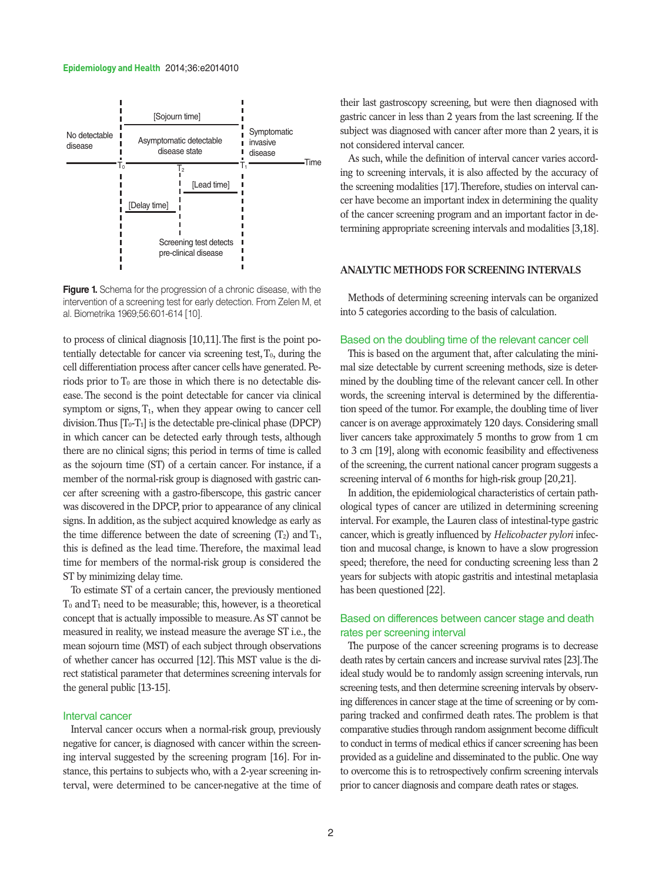Figure 1. Schema for the progression of a chronic disease, with the intervention of a screening test for early detection. From Zelen M, et al. Biometrika 1969;56:601-614 [10].

to process of clinical diagnosis [10,11]. The first is the point potentially detectable for cancer via screening test, $T_0$, during the cell differentiation process after cancer cells have generated. Periods prior to $T_0$ are those in which there is no detectable disease. The second is the point detectable for cancer via clinical symptom or signs, $T_1$, when they appear owing to cancer cell division. Thus [$T_0$-$T_1$] is the detectable pre-clinical phase (DPCP) in which cancer can be detected early through tests, although there are no clinical signs; this period in terms of time is called as the sojourn time (ST) of a certain cancer. For instance, if a member of the normal-risk group is diagnosed with gastric cancer after screening with a gastro-fiberscope, this gastric cancer was discovered in the DPCP, prior to appearance of any clinical signs. In addition, as the subject acquired knowledge as early as the time difference between the date of screening ($T_2$) and $T_1$, this is defined as the lead time. Therefore, the maximal lead time for members of the normal-risk group is considered the ST by minimizing delay time.

To estimate ST of a certain cancer, the previously mentioned $T_0$ and $T_1$ need to be measurable; this, however, is a theoretical concept that is actually impossible to measure. As ST cannot be measured in reality, we instead measure the average ST i.e., the mean sojourn time (MST) of each subject through observations of whether cancer has occurred [12]. This MST value is the direct statistical parameter that determines screening intervals for the general public [13-15].

### Interval cancer

Interval cancer occurs when a normal-risk group, previously negative for cancer, is diagnosed with cancer within the screening interval suggested by the screening program [16]. For instance, this pertains to subjects who, with a 2-year screening interval, were determined to be cancer-negative at the time of their last gastroscopy screening, but were then diagnosed with gastric cancer in less than 2 years from the last screening. If the subject was diagnosed with cancer after more than 2 years, it is not considered interval cancer.

As such, while the definition of interval cancer varies according to screening intervals, it is also affected by the accuracy of the screening modalities [17]. Therefore, studies on interval cancer have become an important index in determining the quality of the cancer screening program and an important factor in determining appropriate screening intervals and modalities [3,18].

## ANALYTIC METHODS FOR SCREENING INTERVALS

Methods of determining screening intervals can be organized into 5 categories according to the basis of calculation.

### Based on the doubling time of the relevant cancer cell

This is based on the argument that, after calculating the minimal size detectable by current screening methods, size is determined by the doubling time of the relevant cancer cell. In other words, the screening interval is determined by the differentiation speed of the tumor. For example, the doubling time of liver cancer is on average approximately 120 days. Considering small liver cancers take approximately 5 months to grow from 1 cm to 3 cm [19], along with economic feasibility and effectiveness of the screening, the current national cancer program suggests a screening interval of 6 months for high-risk group [20,21].

In addition, the epidemiological characteristics of certain pathological types of cancer are utilized in determining screening interval. For example, the Lauren class of intestinal-type gastric cancer, which is greatly influenced by *Helicobacter pylori* infection and mucosal change, is known to have a slow progression speed; therefore, the need for conducting screening less than 2 years for subjects with atopic gastritis and intestinal metaplasia has been questioned [22].

### Based on differences between cancer stage and death rates per screening interval

The purpose of the cancer screening programs is to decrease death rates by certain cancers and increase survival rates [23]. The ideal study would be to randomly assign screening intervals, run screening tests, and then determine screening intervals by observing differences in cancer stage at the time of screening or by comparing tracked and confirmed death rates. The problem is that comparative studies through random assignment become difficult to conduct in terms of medical ethics if cancer screening has been provided as a guideline and disseminated to the public. One way to overcome this is to retrospectively confirm screening intervals prior to cancer diagnosis and compare death rates or stages.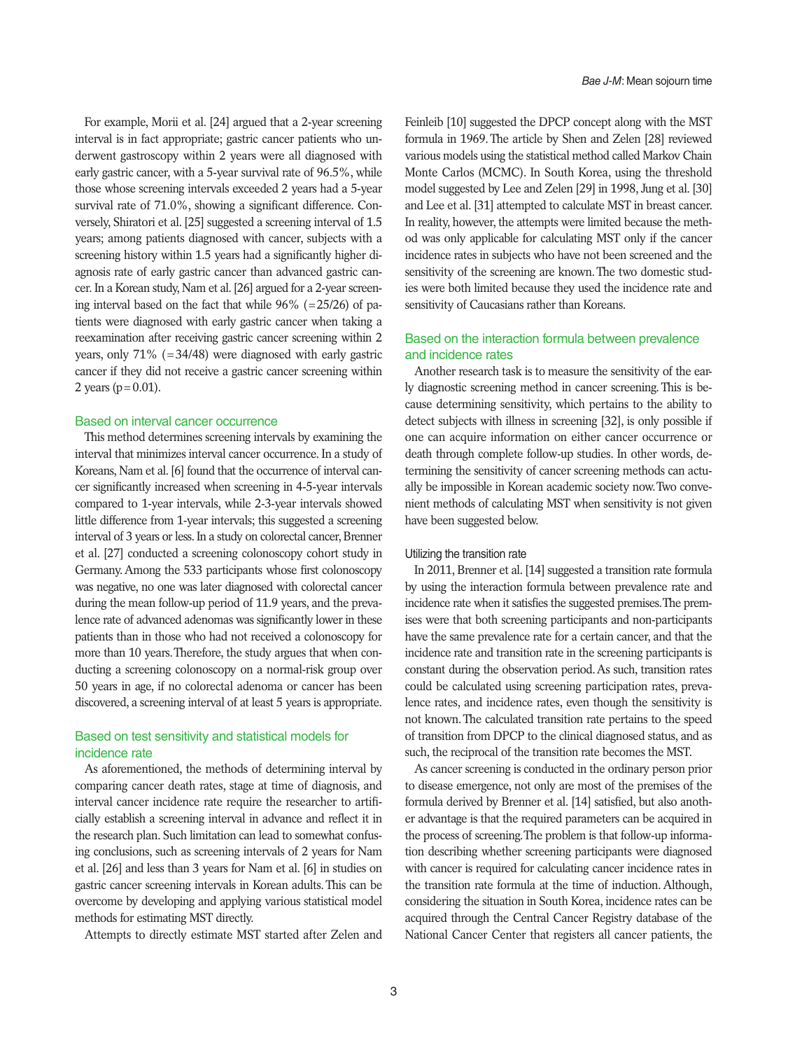For example, Morii et al. [24] argued that a 2-year screening interval is in fact appropriate; gastric cancer patients who underwent gastroscopy within 2 years were all diagnosed with early gastric cancer, with a 5-year survival rate of 96.5%, while those whose screening intervals exceeded 2 years had a 5-year survival rate of 71.0%, showing a significant difference. Conversely, Shiratori et al. [25] suggested a screening interval of 1.5 years; among patients diagnosed with cancer, subjects with a screening history within 1.5 years had a significantly higher diagnosis rate of early gastric cancer than advanced gastric cancer. In a Korean study, Nam et al. [26] argued for a 2-year screening interval based on the fact that while 96% (=25/26) of patients were diagnosed with early gastric cancer when taking a reexamination after receiving gastric cancer screening within 2 years, only 71% (=34/48) were diagnosed with early gastric cancer if they did not receive a gastric cancer screening within 2 years ($p=0.01$).

### Based on interval cancer occurrence

This method determines screening intervals by examining the interval that minimizes interval cancer occurrence. In a study of Koreans, Nam et al. [6] found that the occurrence of interval cancer significantly increased when screening in 4-5-year intervals compared to 1-year intervals, while 2-3-year intervals showed little difference from 1-year intervals; this suggested a screening interval of 3 years or less. In a study on colorectal cancer, Brenner et al. [27] conducted a screening colonoscopy cohort study in Germany. Among the 533 participants whose first colonoscopy was negative, no one was later diagnosed with colorectal cancer during the mean follow-up period of 11.9 years, and the prevalence rate of advanced adenomas was significantly lower in these patients than in those who had not received a colonoscopy for more than 10 years. Therefore, the study argues that when conducting a screening colonoscopy on a normal-risk group over 50 years in age, if no colorectal adenoma or cancer has been discovered, a screening interval of at least 5 years is appropriate.

### Based on test sensitivity and statistical models for incidence rate

As aforementioned, the methods of determining interval by comparing cancer death rates, stage at time of diagnosis, and interval cancer incidence rate require the researcher to artificially establish a screening interval in advance and reflect it in the research plan. Such limitation can lead to somewhat confusing conclusions, such as screening intervals of 2 years for Nam et al. [26] and less than 3 years for Nam et al. [6] in studies on gastric cancer screening intervals in Korean adults. This can be overcome by developing and applying various statistical model methods for estimating MST directly.

Attempts to directly estimate MST started after Zelen and Feinleib [10] suggested the DPCP concept along with the MST formula in 1969. The article by Shen and Zelen [28] reviewed various models using the statistical method called Markov Chain Monte Carlos (MCMC). In South Korea, using the threshold model suggested by Lee and Zelen [29] in 1998, Jung et al. [30] and Lee et al. [31] attempted to calculate MST in breast cancer. In reality, however, the attempts were limited because the method was only applicable for calculating MST only if the cancer incidence rates in subjects who have not been screened and the sensitivity of the screening are known. The two domestic studies were both limited because they used the incidence rate and sensitivity of Caucasians rather than Koreans.

### Based on the interaction formula between prevalence and incidence rates

Another research task is to measure the sensitivity of the early diagnostic screening method in cancer screening. This is because determining sensitivity, which pertains to the ability to detect subjects with illness in screening [32], is only possible if one can acquire information on either cancer occurrence or death through complete follow-up studies. In other words, determining the sensitivity of cancer screening methods can actually be impossible in Korean academic society now. Two convenient methods of calculating MST when sensitivity is not given have been suggested below.

#### Utilizing the transition rate

In 2011, Brenner et al. [14] suggested a transition rate formula by using the interaction formula between prevalence rate and incidence rate when it satisfies the suggested premises. The premises were that both screening participants and non-participants have the same prevalence rate for a certain cancer, and that the incidence rate and transition rate in the screening participants is constant during the observation period. As such, transition rates could be calculated using screening participation rates, prevalence rates, and incidence rates, even though the sensitivity is not known. The calculated transition rate pertains to the speed of transition from DPCP to the clinical diagnosed status, and as such, the reciprocal of the transition rate becomes the MST.

As cancer screening is conducted in the ordinary person prior to disease emergence, not only are most of the premises of the formula derived by Brenner et al. [14] satisfied, but also another advantage is that the required parameters can be acquired in the process of screening. The problem is that follow-up information describing whether screening participants were diagnosed with cancer is required for calculating cancer incidence rates in the transition rate formula at the time of induction. Although, considering the situation in South Korea, incidence rates can be acquired through the Central Cancer Registry database of the National Cancer Center that registers all cancer patients, the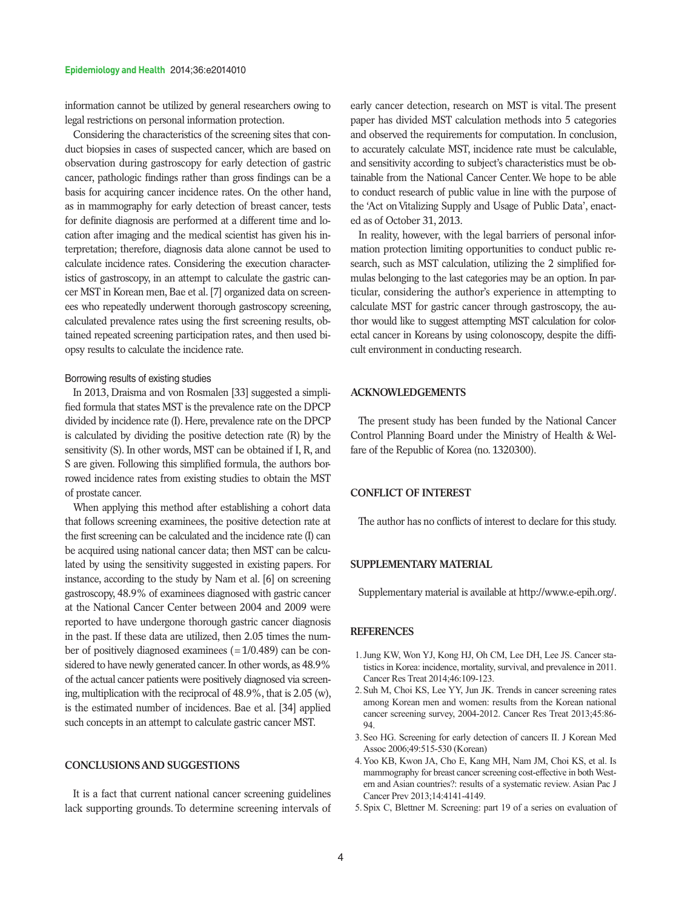information cannot be utilized by general researchers owing to legal restrictions on personal information protection.

Considering the characteristics of the screening sites that conduct biopsies in cases of suspected cancer, which are based on observation during gastroscopy for early detection of gastric cancer, pathologic findings rather than gross findings can be a basis for acquiring cancer incidence rates. On the other hand, as in mammography for early detection of breast cancer, tests for definite diagnosis are performed at a different time and location after imaging and the medical scientist has given his interpretation; therefore, diagnosis data alone cannot be used to calculate incidence rates. Considering the execution characteristics of gastroscopy, in an attempt to calculate the gastric cancer MST in Korean men, Bae et al. [7] organized data on screenees who repeatedly underwent thorough gastroscopy screening, calculated prevalence rates using the first screening results, obtained repeated screening participation rates, and then used biopsy results to calculate the incidence rate.

### Borrowing results of existing studies

In 2013, Draisma and von Rosmalen [33] suggested a simplified formula that states MST is the prevalence rate on the DPCP divided by incidence rate (I). Here, prevalence rate on the DPCP is calculated by dividing the positive detection rate (R) by the sensitivity (S). In other words, MST can be obtained if I, R, and S are given. Following this simplified formula, the authors borrowed incidence rates from existing studies to obtain the MST of prostate cancer.

When applying this method after establishing a cohort data that follows screening examinees, the positive detection rate at the first screening can be calculated and the incidence rate (I) can be acquired using national cancer data; then MST can be calculated by using the sensitivity suggested in existing papers. For instance, according to the study by Nam et al. [6] on screening gastroscopy, 48.9% of examinees diagnosed with gastric cancer at the National Cancer Center between 2004 and 2009 were reported to have undergone thorough gastric cancer diagnosis in the past. If these data are utilized, then 2.05 times the number of positively diagnosed examinees (=1/0.489) can be considered to have newly generated cancer. In other words, as 48.9% of the actual cancer patients were positively diagnosed via screening, multiplication with the reciprocal of 48.9%, that is 2.05 (w), is the estimated number of incidences. Bae et al. [34] applied such concepts in an attempt to calculate gastric cancer MST.

## CONCLUSIONS AND SUGGESTIONS

It is a fact that current national cancer screening guidelines lack supporting grounds. To determine screening intervals of early cancer detection, research on MST is vital. The present paper has divided MST calculation methods into 5 categories and observed the requirements for computation. In conclusion, to accurately calculate MST, incidence rate must be calculable, and sensitivity according to subject's characteristics must be obtainable from the National Cancer Center. We hope to be able to conduct research of public value in line with the purpose of the 'Act on Vitalizing Supply and Usage of Public Data', enacted as of October 31, 2013.

In reality, however, with the legal barriers of personal information protection limiting opportunities to conduct public research, such as MST calculation, utilizing the 2 simplified formulas belonging to the last categories may be an option. In particular, considering the author's experience in attempting to calculate MST for gastric cancer through gastroscopy, the author would like to suggest attempting MST calculation for colorectal cancer in Koreans by using colonoscopy, despite the difficult environment in conducting research.

## ACKNOWLEDGEMENTS

The present study has been funded by the National Cancer Control Planning Board under the Ministry of Health & Welfare of the Republic of Korea (no. 1320300).

## CONFLICT OF INTEREST

The author has no conflicts of interest to declare for this study.

## SUPPLEMENTARY MATERIAL

Supplementary material is available at http://www.e-epih.org/.

## REFERENCES

1. Jung KW, Won YJ, Kong HJ, Oh CM, Lee DH, Lee JS. Cancer statistics in Korea: incidence, mortality, survival, and prevalence in 2011. Cancer Res Treat 2014;46:109-123.
2. Suh M, Choi KS, Lee YY, Jun JK. Trends in cancer screening rates among Korean men and women: results from the Korean national cancer screening survey, 2004-2012. Cancer Res Treat 2013;45:86-94.
3. Seo HG. Screening for early detection of cancers II. J Korean Med Assoc 2006;49:515-530 (Korean)
4. Yoo KB, Kwon JA, Cho E, Kang MH, Nam JM, Choi KS, et al. Is mammography for breast cancer screening cost-effective in both Western and Asian countries?: results of a systematic review. Asian Pac J Cancer Prev 2013;14:4141-4149.
5. Spix C, Blettner M. Screening: part 19 of a series on evaluation of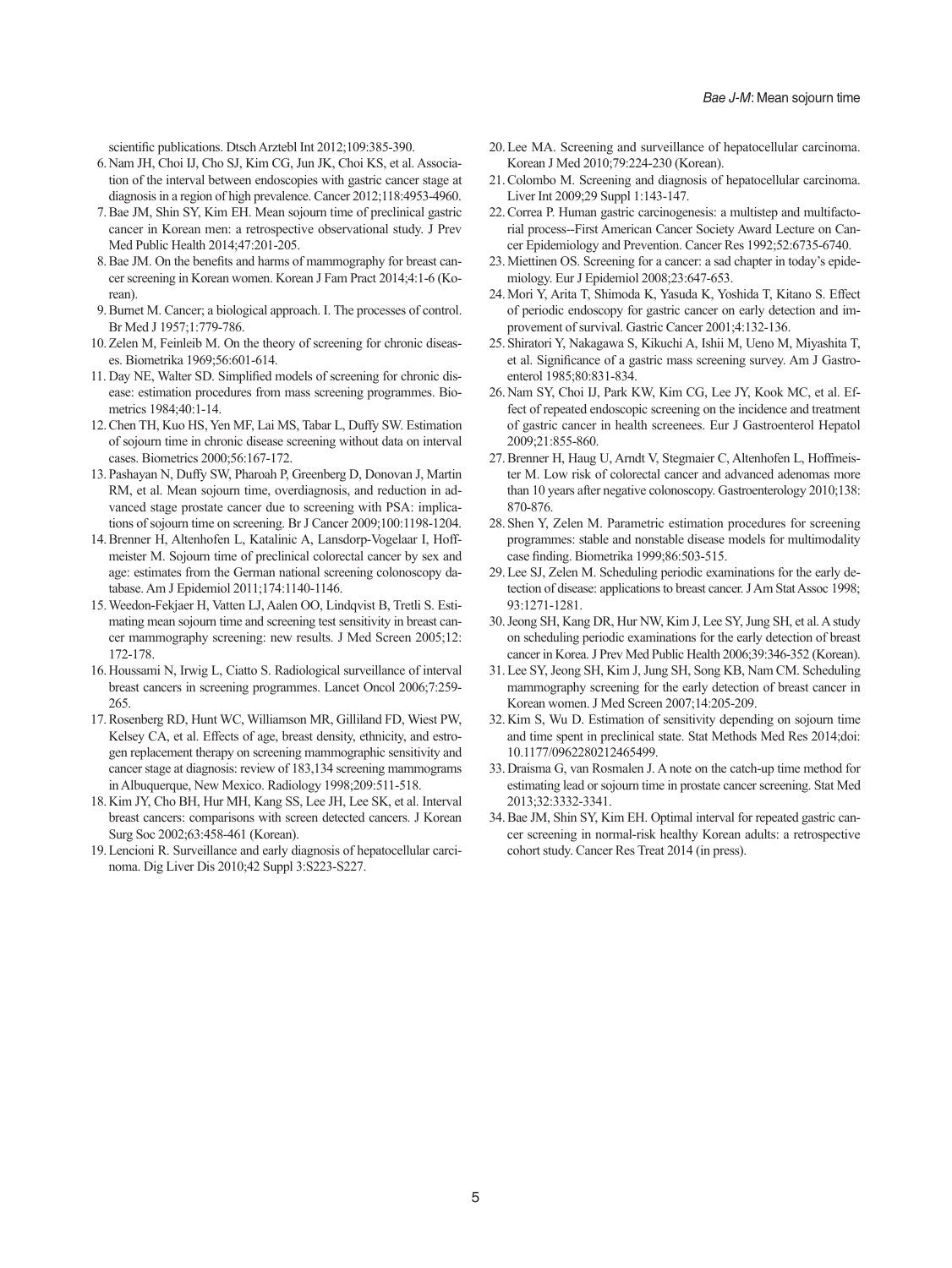scientific publications. Dtsch Arztebl Int 2012;109:385-390.

6. Nam JH, Choi IJ, Cho SJ, Kim CG, Jun JK, Choi KS, et al. Association of the interval between endoscopies with gastric cancer stage at diagnosis in a region of high prevalence. Cancer 2012;118:4953-4960.
7. Bae JM, Shin SY, Kim EH. Mean sojourn time of preclinical gastric cancer in Korean men: a retrospective observational study. J Prev Med Public Health 2014;47:201-205.
8. Bae JM. On the benefits and harms of mammography for breast cancer screening in Korean women. Korean J Fam Pract 2014;4:1-6 (Korean).
9. Burnet M. Cancer; a biological approach. I. The processes of control. Br Med J 1957;1:779-786.
10. Zelen M, Feinleib M. On the theory of screening for chronic diseases. Biometrika 1969;56:601-614.
11. Day NE, Walter SD. Simplified models of screening for chronic disease: estimation procedures from mass screening programmes. Biometrics 1984;40:1-14.
12. Chen TH, Kuo HS, Yen MF, Lai MS, Tabar L, Duffy SW. Estimation of sojourn time in chronic disease screening without data on interval cases. Biometrics 2000;56:167-172.
13. Pashayan N, Duffy SW, Pharoah P, Greenberg D, Donovan J, Martin RM, et al. Mean sojourn time, overdiagnosis, and reduction in advanced stage prostate cancer due to screening with PSA: implications of sojourn time on screening. Br J Cancer 2009;100:1198-1204.
14. Brenner H, Altenhofen L, Katalinic A, Lansdorp-Vogelaar I, Hoffmeister M. Sojourn time of preclinical colorectal cancer by sex and age: estimates from the German national screening colonoscopy database. Am J Epidemiol 2011;174:1140-1146.
15. Weedon-Fekjaer H, Vatten LJ, Aalen OO, Lindqvist B, Tretli S. Estimating mean sojourn time and screening test sensitivity in breast cancer mammography screening: new results. J Med Screen 2005;12:172-178.
16. Houssami N, Irwig L, Ciatto S. Radiological surveillance of interval breast cancers in screening programmes. Lancet Oncol 2006;7:259-265.
17. Rosenberg RD, Hunt WC, Williamson MR, Gilliland FD, Wiest PW, Kelsey CA, et al. Effects of age, breast density, ethnicity, and estrogen replacement therapy on screening mammographic sensitivity and cancer stage at diagnosis: review of 183,134 screening mammograms in Albuquerque, New Mexico. Radiology 1998;209:511-518.
18. Kim JY, Cho BH, Hur MH, Kang SS, Lee JH, Lee SK, et al. Interval breast cancers: comparisons with screen detected cancers. J Korean Surg Soc 2002;63:458-461 (Korean).
19. Lencioni R. Surveillance and early diagnosis of hepatocellular carcinoma. Dig Liver Dis 2010;42 Suppl 3:S223-S227.
20. Lee MA. Screening and surveillance of hepatocellular carcinoma. Korean J Med 2010;79:224-230 (Korean).
21. Colombo M. Screening and diagnosis of hepatocellular carcinoma. Liver Int 2009;29 Suppl 1:143-147.
22. Correa P. Human gastric carcinogenesis: a multistep and multifactorial process--First American Cancer Society Award Lecture on Cancer Epidemiology and Prevention. Cancer Res 1992;52:6735-6740.
23. Miettinen OS. Screening for a cancer: a sad chapter in today's epidemiology. Eur J Epidemiol 2008;23:647-653.
24. Mori Y, Arita T, Shimoda K, Yasuda K, Yoshida T, Kitano S. Effect of periodic endoscopy for gastric cancer on early detection and improvement of survival. Gastric Cancer 2001;4:132-136.
25. Shiratori Y, Nakagawa S, Kikuchi A, Ishii M, Ueno M, Miyashita T, et al. Significance of a gastric mass screening survey. Am J Gastroenterol 1985;80:831-834.
26. Nam SY, Choi IJ, Park KW, Kim CG, Lee JY, Kook MC, et al. Effect of repeated endoscopic screening on the incidence and treatment of gastric cancer in health screenees. Eur J Gastroenterol Hepatol 2009;21:855-860.
27. Brenner H, Haug U, Arndt V, Stegmaier C, Altenhofen L, Hoffmeister M. Low risk of colorectal cancer and advanced adenomas more than 10 years after negative colonoscopy. Gastroenterology 2010;138:870-876.
28. Shen Y, Zelen M. Parametric estimation procedures for screening programmes: stable and nonstable disease models for multimodality case finding. Biometrika 1999;86:503-515.
29. Lee SJ, Zelen M. Scheduling periodic examinations for the early detection of disease: applications to breast cancer. J Am Stat Assoc 1998;93:1271-1281.
30. Jeong SH, Kang DR, Hur NW, Kim J, Lee SY, Jung SH, et al. A study on scheduling periodic examinations for the early detection of breast cancer in Korea. J Prev Med Public Health 2006;39:346-352 (Korean).
31. Lee SY, Jeong SH, Kim J, Jung SH, Song KB, Nam CM. Scheduling mammography screening for the early detection of breast cancer in Korean women. J Med Screen 2007;14:205-209.
32. Kim S, Wu D. Estimation of sensitivity depending on sojourn time and time spent in preclinical state. Stat Methods Med Res 2014;doi:10.1177/0962280212465499.
33. Draisma G, van Rosmalen J. A note on the catch-up time method for estimating lead or sojourn time in prostate cancer screening. Stat Med 2013;32:3332-3341.
34. Bae JM, Shin SY, Kim EH. Optimal interval for repeated gastric cancer screening in normal-risk healthy Korean adults: a retrospective cohort study. Cancer Res Treat 2014 (in press).